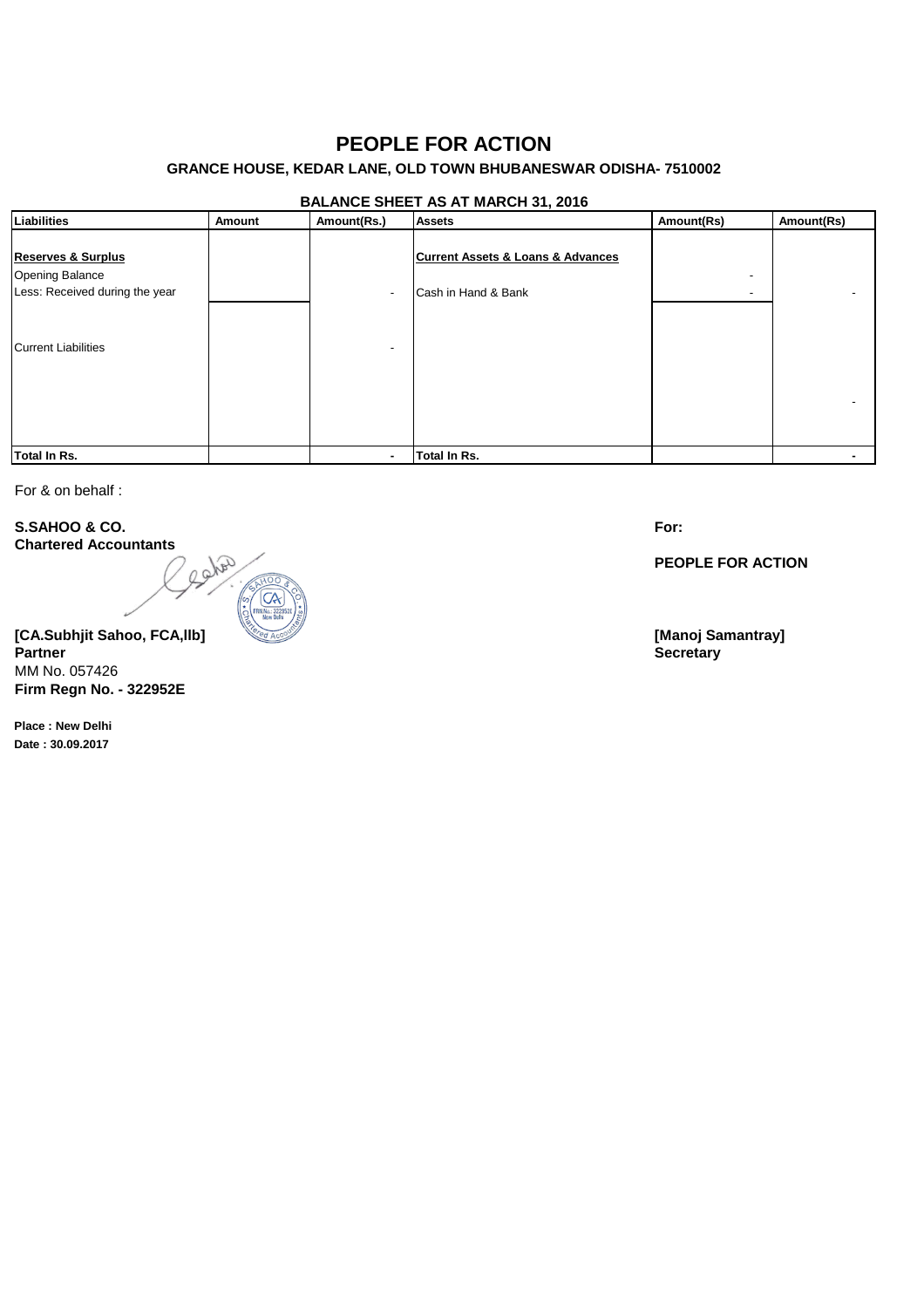# PEOPLE FOR ACTION

**GRANCE HOUSE, KEDAR LANE, OLD TOWN BHUBANESWAR ODISHA- 7510002**

**BALANCE SHEET AS AT MARCH 31, 2016**

| Liabilities | Amount | Amount(Rs.) | Assets | Amount(Rs) | Amount(Rs) |
|---|---|---|---|---|---|
| **Reserves & Surplus** | | | **Current Assets & Loans & Advances** | | |
| Opening Balance | | | | - | |
| Less: Received during the year | | - | Cash in Hand & Bank | - | - |
| Current Liabilities | | - | | | |
| | | | | | - |
| **Total In Rs.** | | **-** | **Total In Rs.** | | **-** |

For & on behalf :

**S.SAHOO & CO.**
**Chartered Accountants**

**[CA.Subhjit Sahoo, FCA,llb]**
**Partner**
MM No. 057426
**Firm Regn No. - 322952E**

**Place : New Delhi**
**Date : 30.09.2017**

**For:**

**PEOPLE FOR ACTION**

**[Manoj Samantray]**
**Secretary**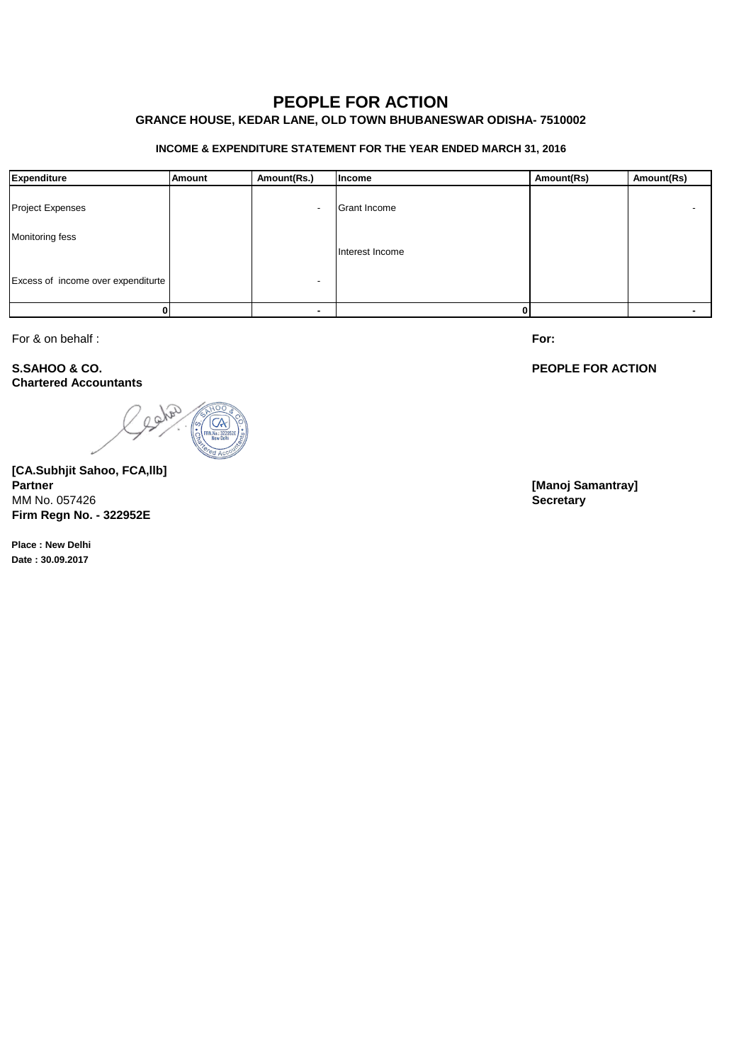# PEOPLE FOR ACTION

**GRANCE HOUSE, KEDAR LANE, OLD TOWN BHUBANESWAR ODISHA- 7510002**

**INCOME & EXPENDITURE STATEMENT FOR THE YEAR ENDED MARCH 31, 2016**

| Expenditure | Amount | Amount(Rs.) | Income | Amount(Rs) | Amount(Rs) |
|---|---|---|---|---|---|
| Project Expenses | | - | Grant Income | | - |
| Monitoring fess | | | Interest Income | | |
| Excess of income over expenditurte | | - | | | |
| 0 | | - | 0 | | - |

For & on behalf :

**S.SAHOO & CO.**
**Chartered Accountants**

**[CA.Subhjit Sahoo, FCA,llb]**
**Partner**
MM No. 057426
**Firm Regn No. - 322952E**

**Place : New Delhi**
**Date : 30.09.2017**

**For:**

**PEOPLE FOR ACTION**

**[Manoj Samantray]**
**Secretary**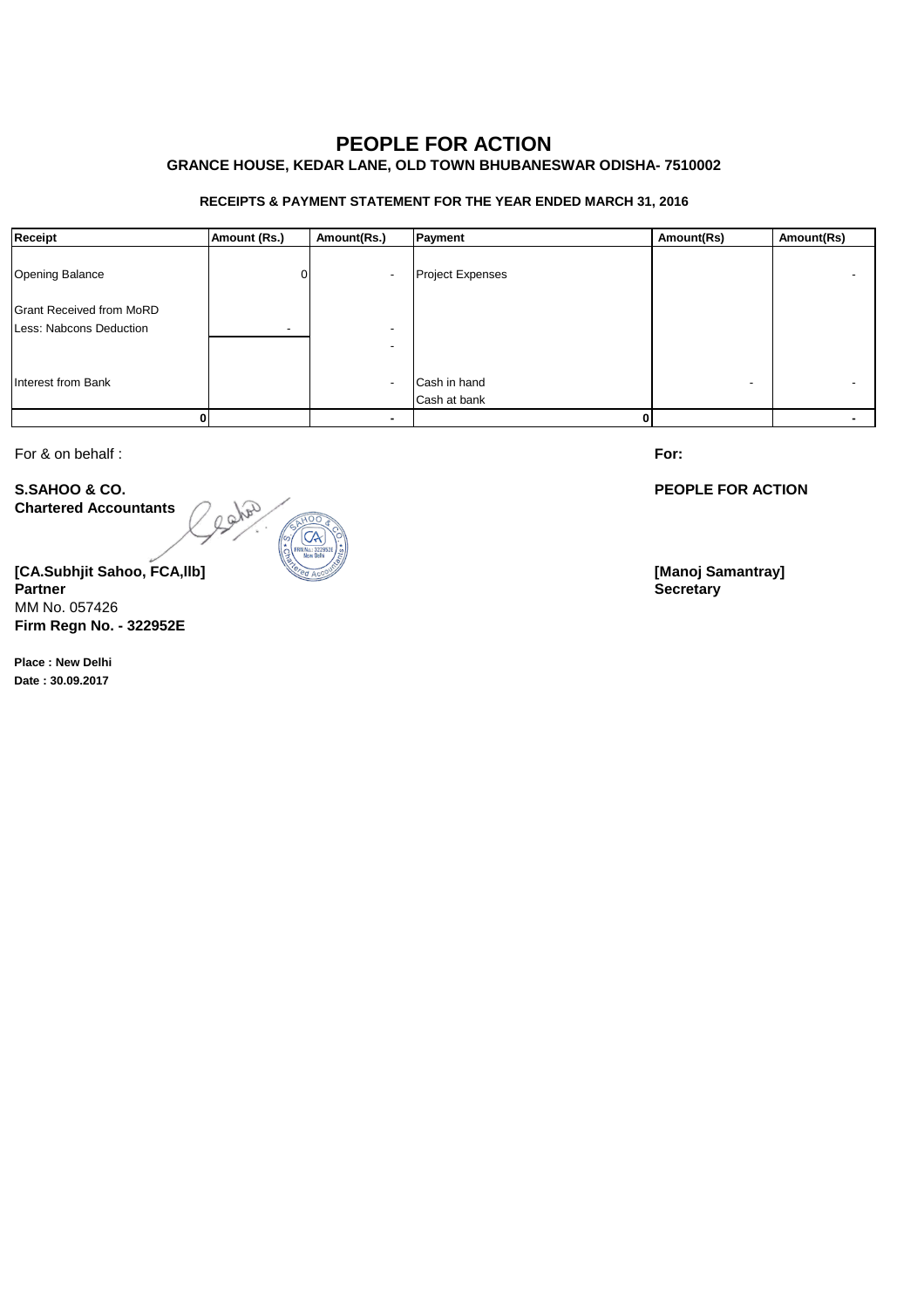# PEOPLE FOR ACTION

**GRANCE HOUSE, KEDAR LANE, OLD TOWN BHUBANESWAR ODISHA- 7510002**

**RECEIPTS & PAYMENT STATEMENT FOR THE YEAR ENDED MARCH 31, 2016**

| Receipt | Amount (Rs.) | Amount(Rs.) | Payment | Amount(Rs) | Amount(Rs) |
|---|---|---|---|---|---|
| Opening Balance | 0 | - | Project Expenses | | - |
| Grant Received from MoRD | | | | | |
| Less: Nabcons Deduction | - | - | | | |
| | | - | | | |
| Interest from Bank | | - | Cash in hand | - | - |
| | | | Cash at bank | | |
| 0 | | - | 0 | | - |

For & on behalf :

**S.SAHOO & CO.**
**Chartered Accountants**

**[CA.Subhjit Sahoo, FCA,llb]**
**Partner**
MM No. 057426
**Firm Regn No. - 322952E**

**Place : New Delhi**
**Date : 30.09.2017**

**For:**

**PEOPLE FOR ACTION**

**[Manoj Samantray]**
**Secretary**